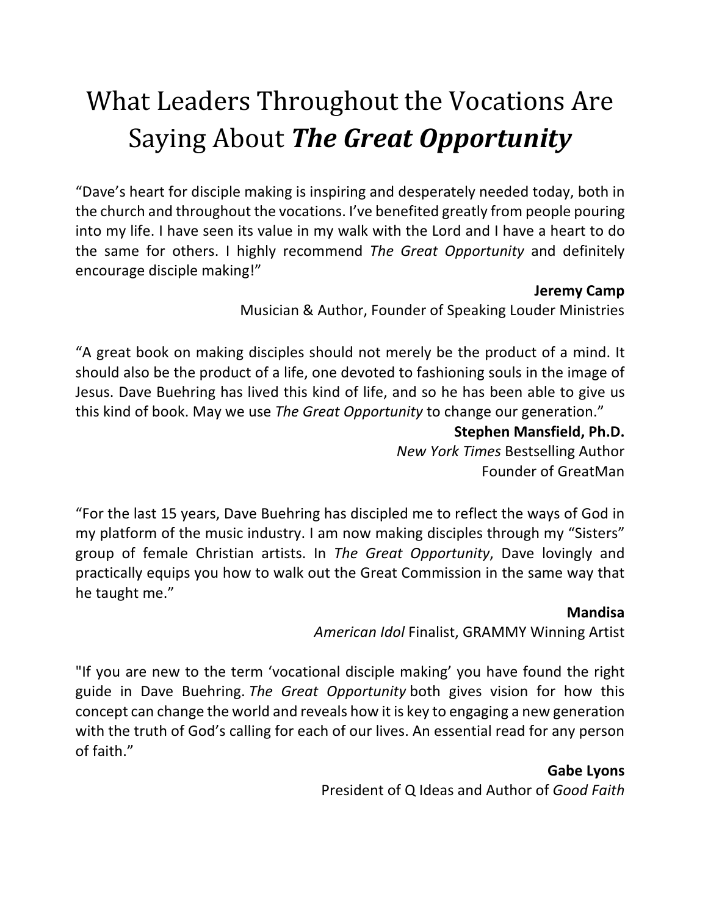# What Leaders Throughout the Vocations Are Saying About ***The Great Opportunity***

"Dave's heart for disciple making is inspiring and desperately needed today, both in the church and throughout the vocations. I've benefited greatly from people pouring into my life. I have seen its value in my walk with the Lord and I have a heart to do the same for others. I highly recommend *The Great Opportunity* and definitely encourage disciple making!"

**Jeremy Camp**
Musician & Author, Founder of Speaking Louder Ministries

"A great book on making disciples should not merely be the product of a mind. It should also be the product of a life, one devoted to fashioning souls in the image of Jesus. Dave Buehring has lived this kind of life, and so he has been able to give us this kind of book. May we use *The Great Opportunity* to change our generation."

**Stephen Mansfield, Ph.D.**
*New York Times* Bestselling Author
Founder of GreatMan

"For the last 15 years, Dave Buehring has discipled me to reflect the ways of God in my platform of the music industry. I am now making disciples through my "Sisters" group of female Christian artists. In *The Great Opportunity*, Dave lovingly and practically equips you how to walk out the Great Commission in the same way that he taught me."

**Mandisa**
*American Idol* Finalist, GRAMMY Winning Artist

"If you are new to the term 'vocational disciple making' you have found the right guide in Dave Buehring. *The Great Opportunity* both gives vision for how this concept can change the world and reveals how it is key to engaging a new generation with the truth of God's calling for each of our lives. An essential read for any person of faith."

**Gabe Lyons**
President of Q Ideas and Author of *Good Faith*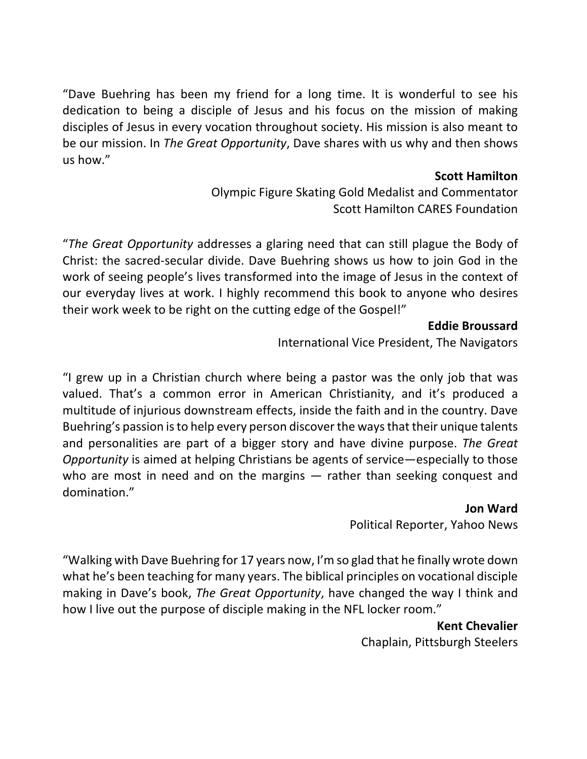"Dave Buehring has been my friend for a long time. It is wonderful to see his dedication to being a disciple of Jesus and his focus on the mission of making disciples of Jesus in every vocation throughout society. His mission is also meant to be our mission. In *The Great Opportunity*, Dave shares with us why and then shows us how."

**Scott Hamilton**
Olympic Figure Skating Gold Medalist and Commentator
Scott Hamilton CARES Foundation

"*The Great Opportunity* addresses a glaring need that can still plague the Body of Christ: the sacred-secular divide. Dave Buehring shows us how to join God in the work of seeing people's lives transformed into the image of Jesus in the context of our everyday lives at work. I highly recommend this book to anyone who desires their work week to be right on the cutting edge of the Gospel!"

**Eddie Broussard**
International Vice President, The Navigators

"I grew up in a Christian church where being a pastor was the only job that was valued. That's a common error in American Christianity, and it's produced a multitude of injurious downstream effects, inside the faith and in the country. Dave Buehring's passion is to help every person discover the ways that their unique talents and personalities are part of a bigger story and have divine purpose. *The Great Opportunity* is aimed at helping Christians be agents of service—especially to those who are most in need and on the margins — rather than seeking conquest and domination."

**Jon Ward**
Political Reporter, Yahoo News

"Walking with Dave Buehring for 17 years now, I'm so glad that he finally wrote down what he's been teaching for many years. The biblical principles on vocational disciple making in Dave's book, *The Great Opportunity*, have changed the way I think and how I live out the purpose of disciple making in the NFL locker room."

**Kent Chevalier**
Chaplain, Pittsburgh Steelers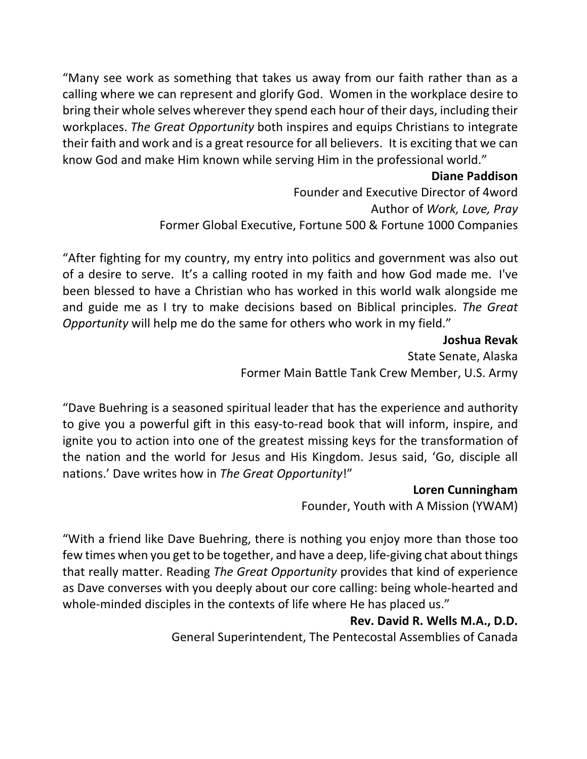"Many see work as something that takes us away from our faith rather than as a calling where we can represent and glorify God. Women in the workplace desire to bring their whole selves wherever they spend each hour of their days, including their workplaces. *The Great Opportunity* both inspires and equips Christians to integrate their faith and work and is a great resource for all believers. It is exciting that we can know God and make Him known while serving Him in the professional world."

**Diane Paddison**
Founder and Executive Director of 4word
Author of *Work, Love, Pray*
Former Global Executive, Fortune 500 & Fortune 1000 Companies

"After fighting for my country, my entry into politics and government was also out of a desire to serve. It's a calling rooted in my faith and how God made me. I've been blessed to have a Christian who has worked in this world walk alongside me and guide me as I try to make decisions based on Biblical principles. *The Great Opportunity* will help me do the same for others who work in my field."

**Joshua Revak**
State Senate, Alaska
Former Main Battle Tank Crew Member, U.S. Army

"Dave Buehring is a seasoned spiritual leader that has the experience and authority to give you a powerful gift in this easy-to-read book that will inform, inspire, and ignite you to action into one of the greatest missing keys for the transformation of the nation and the world for Jesus and His Kingdom. Jesus said, 'Go, disciple all nations.' Dave writes how in *The Great Opportunity*!"

**Loren Cunningham**
Founder, Youth with A Mission (YWAM)

"With a friend like Dave Buehring, there is nothing you enjoy more than those too few times when you get to be together, and have a deep, life-giving chat about things that really matter. Reading *The Great Opportunity* provides that kind of experience as Dave converses with you deeply about our core calling: being whole-hearted and whole-minded disciples in the contexts of life where He has placed us."

**Rev. David R. Wells M.A., D.D.**
General Superintendent, The Pentecostal Assemblies of Canada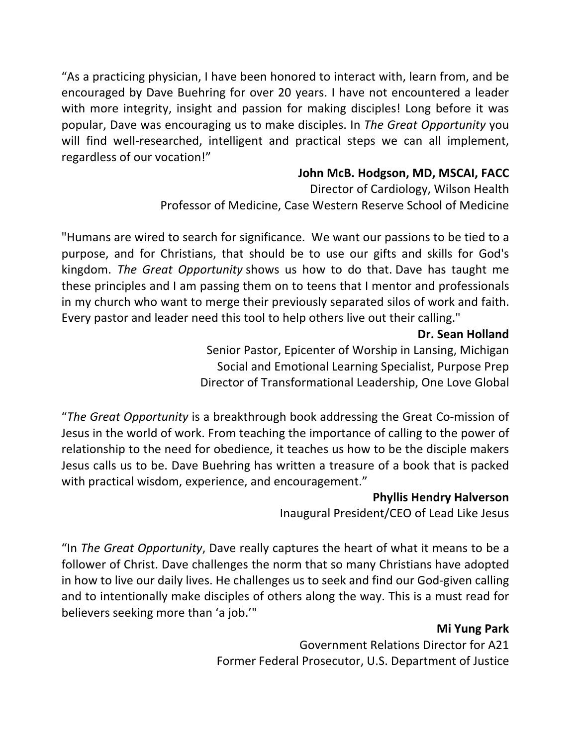"As a practicing physician, I have been honored to interact with, learn from, and be encouraged by Dave Buehring for over 20 years. I have not encountered a leader with more integrity, insight and passion for making disciples! Long before it was popular, Dave was encouraging us to make disciples. In *The Great Opportunity* you will find well-researched, intelligent and practical steps we can all implement, regardless of our vocation!"

**John McB. Hodgson, MD, MSCAI, FACC**
Director of Cardiology, Wilson Health
Professor of Medicine, Case Western Reserve School of Medicine

"Humans are wired to search for significance. We want our passions to be tied to a purpose, and for Christians, that should be to use our gifts and skills for God's kingdom. *The Great Opportunity* shows us how to do that. Dave has taught me these principles and I am passing them on to teens that I mentor and professionals in my church who want to merge their previously separated silos of work and faith. Every pastor and leader need this tool to help others live out their calling."

**Dr. Sean Holland**
Senior Pastor, Epicenter of Worship in Lansing, Michigan
Social and Emotional Learning Specialist, Purpose Prep
Director of Transformational Leadership, One Love Global

"*The Great Opportunity* is a breakthrough book addressing the Great Co-mission of Jesus in the world of work. From teaching the importance of calling to the power of relationship to the need for obedience, it teaches us how to be the disciple makers Jesus calls us to be. Dave Buehring has written a treasure of a book that is packed with practical wisdom, experience, and encouragement."

**Phyllis Hendry Halverson**
Inaugural President/CEO of Lead Like Jesus

"In *The Great Opportunity*, Dave really captures the heart of what it means to be a follower of Christ. Dave challenges the norm that so many Christians have adopted in how to live our daily lives. He challenges us to seek and find our God-given calling and to intentionally make disciples of others along the way. This is a must read for believers seeking more than 'a job.'"

**Mi Yung Park**
Government Relations Director for A21
Former Federal Prosecutor, U.S. Department of Justice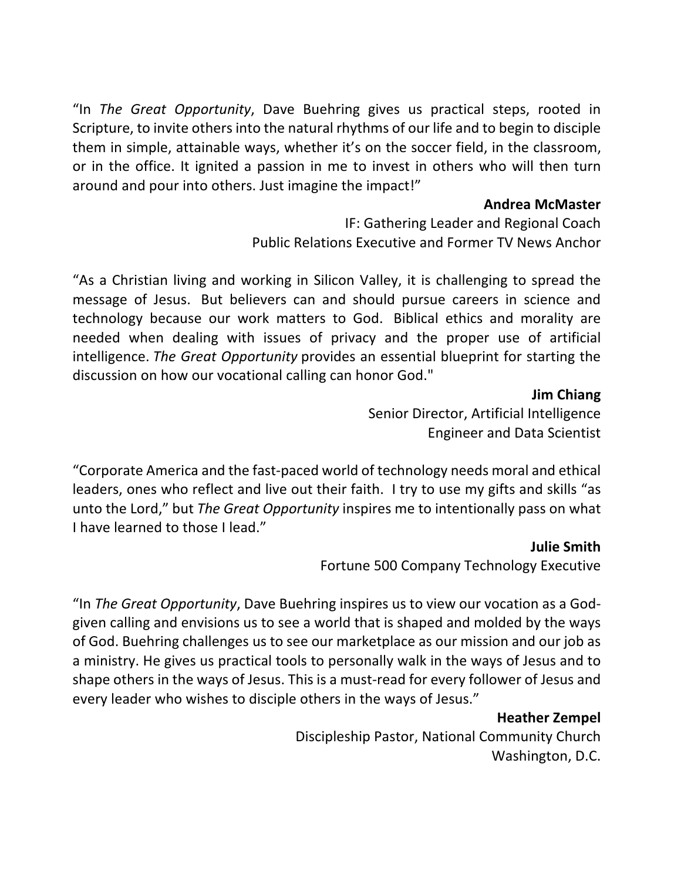"In *The Great Opportunity*, Dave Buehring gives us practical steps, rooted in Scripture, to invite others into the natural rhythms of our life and to begin to disciple them in simple, attainable ways, whether it's on the soccer field, in the classroom, or in the office. It ignited a passion in me to invest in others who will then turn around and pour into others. Just imagine the impact!"

**Andrea McMaster**
IF: Gathering Leader and Regional Coach
Public Relations Executive and Former TV News Anchor

"As a Christian living and working in Silicon Valley, it is challenging to spread the message of Jesus. But believers can and should pursue careers in science and technology because our work matters to God. Biblical ethics and morality are needed when dealing with issues of privacy and the proper use of artificial intelligence. *The Great Opportunity* provides an essential blueprint for starting the discussion on how our vocational calling can honor God."

**Jim Chiang**
Senior Director, Artificial Intelligence
Engineer and Data Scientist

"Corporate America and the fast-paced world of technology needs moral and ethical leaders, ones who reflect and live out their faith. I try to use my gifts and skills "as unto the Lord," but *The Great Opportunity* inspires me to intentionally pass on what I have learned to those I lead."

**Julie Smith**
Fortune 500 Company Technology Executive

"In *The Great Opportunity*, Dave Buehring inspires us to view our vocation as a God-given calling and envisions us to see a world that is shaped and molded by the ways of God. Buehring challenges us to see our marketplace as our mission and our job as a ministry. He gives us practical tools to personally walk in the ways of Jesus and to shape others in the ways of Jesus. This is a must-read for every follower of Jesus and every leader who wishes to disciple others in the ways of Jesus."

**Heather Zempel**
Discipleship Pastor, National Community Church
Washington, D.C.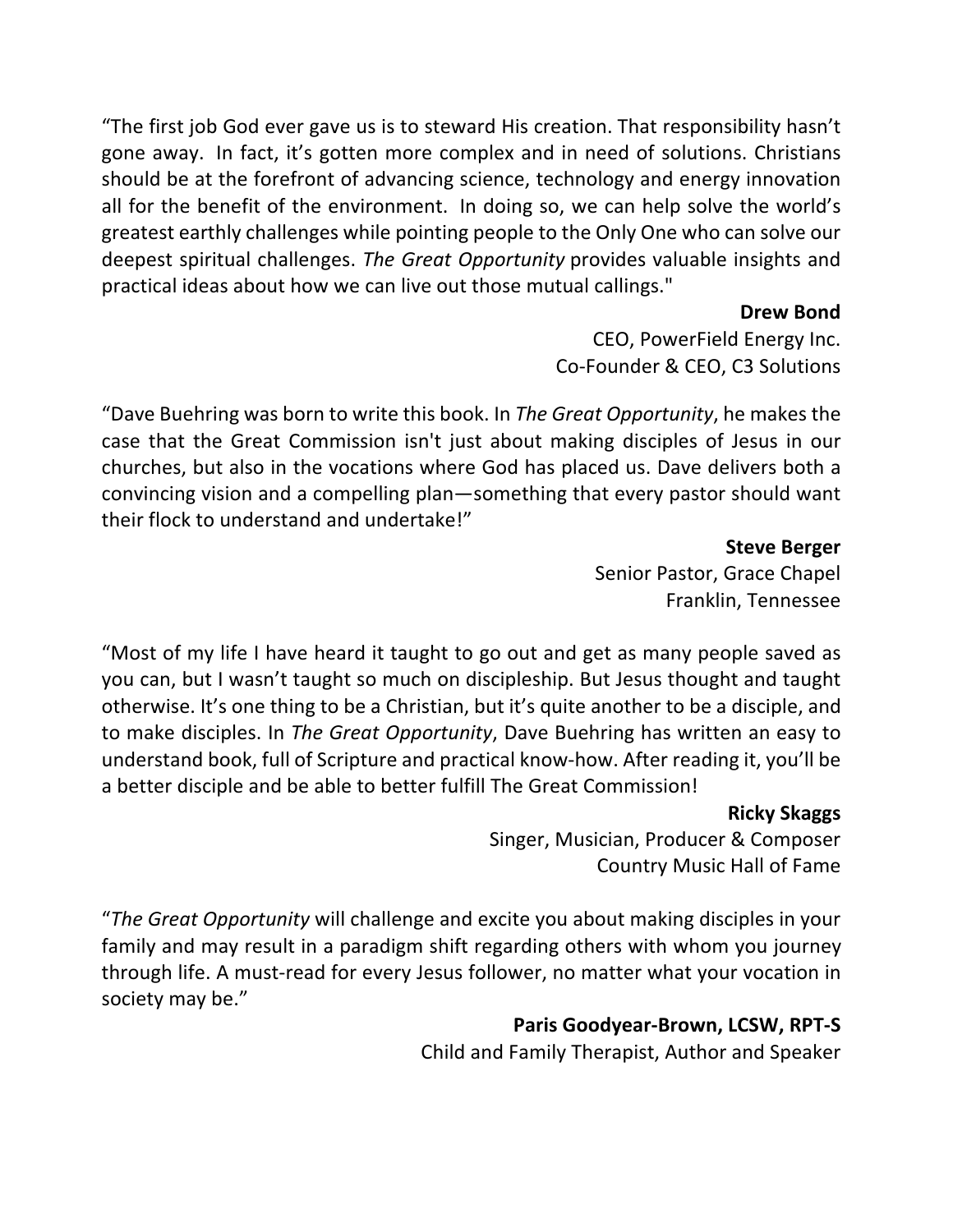"The first job God ever gave us is to steward His creation. That responsibility hasn't gone away. In fact, it's gotten more complex and in need of solutions. Christians should be at the forefront of advancing science, technology and energy innovation all for the benefit of the environment. In doing so, we can help solve the world's greatest earthly challenges while pointing people to the Only One who can solve our deepest spiritual challenges. *The Great Opportunity* provides valuable insights and practical ideas about how we can live out those mutual callings."

**Drew Bond**
CEO, PowerField Energy Inc.
Co-Founder & CEO, C3 Solutions

"Dave Buehring was born to write this book. In *The Great Opportunity*, he makes the case that the Great Commission isn't just about making disciples of Jesus in our churches, but also in the vocations where God has placed us. Dave delivers both a convincing vision and a compelling plan—something that every pastor should want their flock to understand and undertake!"

**Steve Berger**
Senior Pastor, Grace Chapel
Franklin, Tennessee

"Most of my life I have heard it taught to go out and get as many people saved as you can, but I wasn't taught so much on discipleship. But Jesus thought and taught otherwise. It's one thing to be a Christian, but it's quite another to be a disciple, and to make disciples. In *The Great Opportunity*, Dave Buehring has written an easy to understand book, full of Scripture and practical know-how. After reading it, you'll be a better disciple and be able to better fulfill The Great Commission!

**Ricky Skaggs**
Singer, Musician, Producer & Composer
Country Music Hall of Fame

"*The Great Opportunity* will challenge and excite you about making disciples in your family and may result in a paradigm shift regarding others with whom you journey through life. A must-read for every Jesus follower, no matter what your vocation in society may be."

**Paris Goodyear-Brown, LCSW, RPT-S**
Child and Family Therapist, Author and Speaker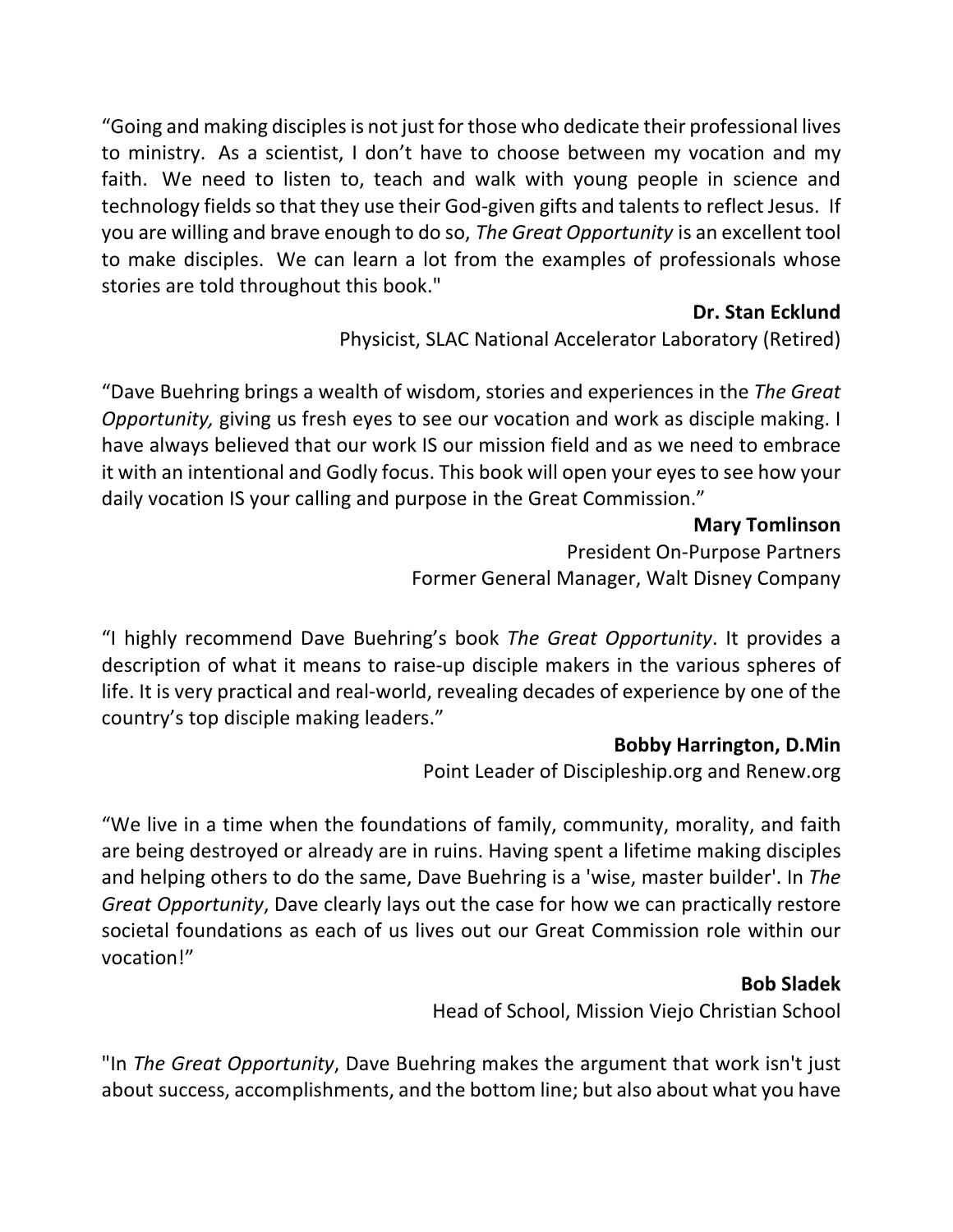"Going and making disciples is not just for those who dedicate their professional lives to ministry. As a scientist, I don't have to choose between my vocation and my faith. We need to listen to, teach and walk with young people in science and technology fields so that they use their God-given gifts and talents to reflect Jesus. If you are willing and brave enough to do so, *The Great Opportunity* is an excellent tool to make disciples. We can learn a lot from the examples of professionals whose stories are told throughout this book."

**Dr. Stan Ecklund**
Physicist, SLAC National Accelerator Laboratory (Retired)

"Dave Buehring brings a wealth of wisdom, stories and experiences in the *The Great Opportunity,* giving us fresh eyes to see our vocation and work as disciple making. I have always believed that our work IS our mission field and as we need to embrace it with an intentional and Godly focus. This book will open your eyes to see how your daily vocation IS your calling and purpose in the Great Commission."

**Mary Tomlinson**
President On-Purpose Partners
Former General Manager, Walt Disney Company

"I highly recommend Dave Buehring's book *The Great Opportunity*. It provides a description of what it means to raise-up disciple makers in the various spheres of life. It is very practical and real-world, revealing decades of experience by one of the country's top disciple making leaders."

**Bobby Harrington, D.Min**
Point Leader of Discipleship.org and Renew.org

"We live in a time when the foundations of family, community, morality, and faith are being destroyed or already are in ruins. Having spent a lifetime making disciples and helping others to do the same, Dave Buehring is a 'wise, master builder'. In *The Great Opportunity*, Dave clearly lays out the case for how we can practically restore societal foundations as each of us lives out our Great Commission role within our vocation!"

**Bob Sladek**
Head of School, Mission Viejo Christian School

"In *The Great Opportunity*, Dave Buehring makes the argument that work isn't just about success, accomplishments, and the bottom line; but also about what you have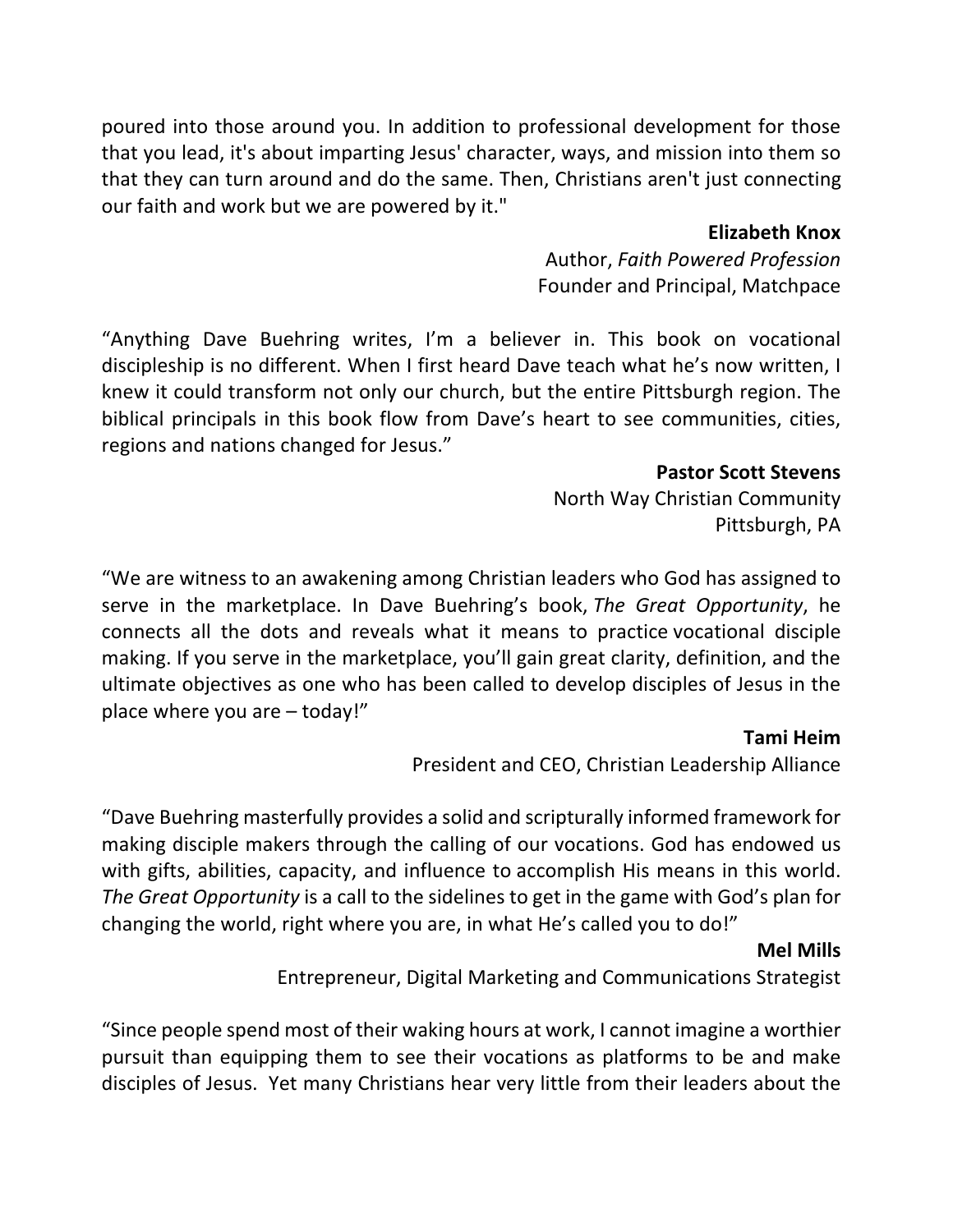poured into those around you. In addition to professional development for those that you lead, it's about imparting Jesus' character, ways, and mission into them so that they can turn around and do the same. Then, Christians aren't just connecting our faith and work but we are powered by it."

**Elizabeth Knox**
Author, *Faith Powered Profession*
Founder and Principal, Matchpace

"Anything Dave Buehring writes, I'm a believer in. This book on vocational discipleship is no different. When I first heard Dave teach what he's now written, I knew it could transform not only our church, but the entire Pittsburgh region. The biblical principals in this book flow from Dave's heart to see communities, cities, regions and nations changed for Jesus."

**Pastor Scott Stevens**
North Way Christian Community
Pittsburgh, PA

"We are witness to an awakening among Christian leaders who God has assigned to serve in the marketplace. In Dave Buehring's book, *The Great Opportunity*, he connects all the dots and reveals what it means to practice vocational disciple making. If you serve in the marketplace, you'll gain great clarity, definition, and the ultimate objectives as one who has been called to develop disciples of Jesus in the place where you are – today!"

**Tami Heim**
President and CEO, Christian Leadership Alliance

"Dave Buehring masterfully provides a solid and scripturally informed framework for making disciple makers through the calling of our vocations. God has endowed us with gifts, abilities, capacity, and influence to accomplish His means in this world. *The Great Opportunity* is a call to the sidelines to get in the game with God's plan for changing the world, right where you are, in what He's called you to do!"

**Mel Mills**
Entrepreneur, Digital Marketing and Communications Strategist

"Since people spend most of their waking hours at work, I cannot imagine a worthier pursuit than equipping them to see their vocations as platforms to be and make disciples of Jesus. Yet many Christians hear very little from their leaders about the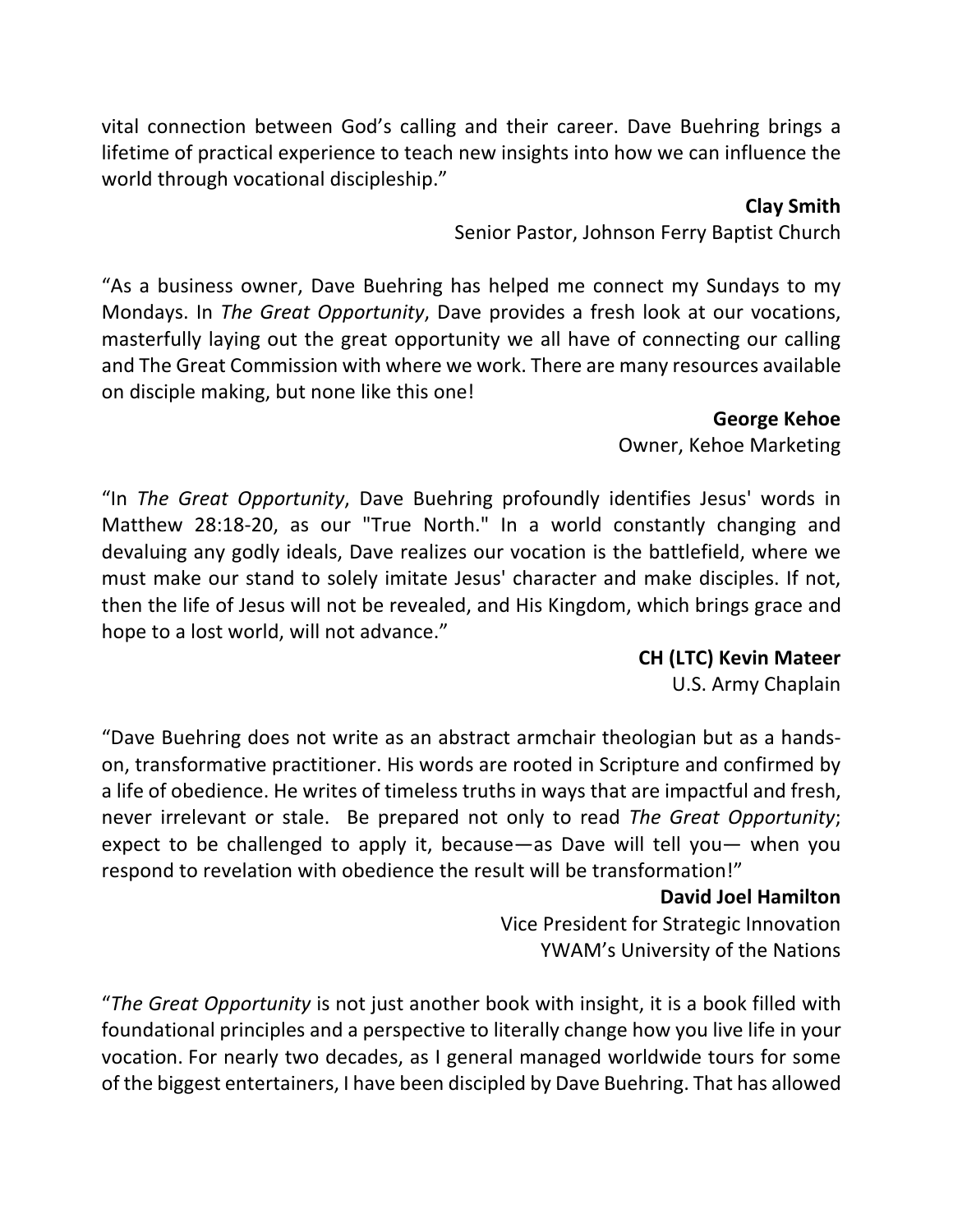vital connection between God's calling and their career. Dave Buehring brings a lifetime of practical experience to teach new insights into how we can influence the world through vocational discipleship."

**Clay Smith**
Senior Pastor, Johnson Ferry Baptist Church

"As a business owner, Dave Buehring has helped me connect my Sundays to my Mondays. In *The Great Opportunity*, Dave provides a fresh look at our vocations, masterfully laying out the great opportunity we all have of connecting our calling and The Great Commission with where we work. There are many resources available on disciple making, but none like this one!

**George Kehoe**
Owner, Kehoe Marketing

"In *The Great Opportunity*, Dave Buehring profoundly identifies Jesus' words in Matthew 28:18-20, as our "True North." In a world constantly changing and devaluing any godly ideals, Dave realizes our vocation is the battlefield, where we must make our stand to solely imitate Jesus' character and make disciples. If not, then the life of Jesus will not be revealed, and His Kingdom, which brings grace and hope to a lost world, will not advance."

**CH (LTC) Kevin Mateer**
U.S. Army Chaplain

"Dave Buehring does not write as an abstract armchair theologian but as a hands-on, transformative practitioner. His words are rooted in Scripture and confirmed by a life of obedience. He writes of timeless truths in ways that are impactful and fresh, never irrelevant or stale. Be prepared not only to read *The Great Opportunity*; expect to be challenged to apply it, because—as Dave will tell you— when you respond to revelation with obedience the result will be transformation!"

**David Joel Hamilton**
Vice President for Strategic Innovation
YWAM's University of the Nations

"*The Great Opportunity* is not just another book with insight, it is a book filled with foundational principles and a perspective to literally change how you live life in your vocation. For nearly two decades, as I general managed worldwide tours for some of the biggest entertainers, I have been discipled by Dave Buehring. That has allowed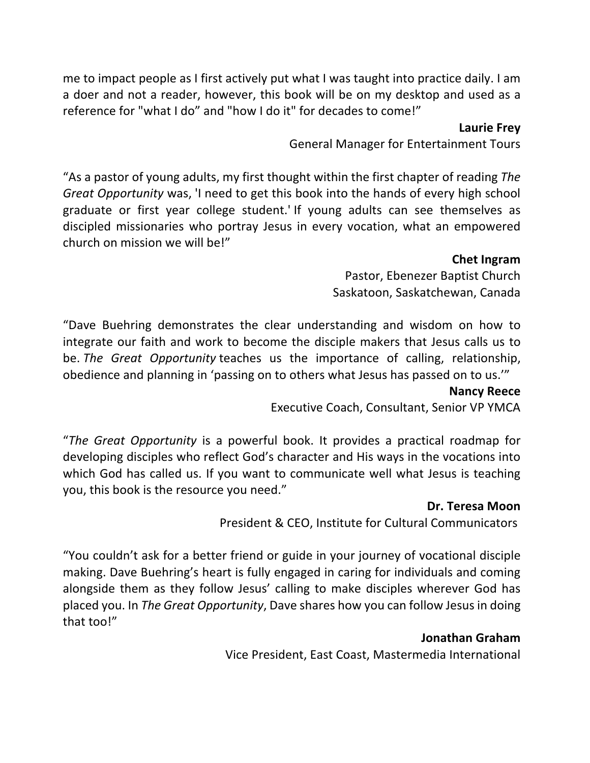me to impact people as I first actively put what I was taught into practice daily. I am a doer and not a reader, however, this book will be on my desktop and used as a reference for "what I do" and "how I do it" for decades to come!"

**Laurie Frey**
General Manager for Entertainment Tours

"As a pastor of young adults, my first thought within the first chapter of reading *The Great Opportunity* was, 'I need to get this book into the hands of every high school graduate or first year college student.' If young adults can see themselves as discipled missionaries who portray Jesus in every vocation, what an empowered church on mission we will be!"

**Chet Ingram**
Pastor, Ebenezer Baptist Church
Saskatoon, Saskatchewan, Canada

"Dave Buehring demonstrates the clear understanding and wisdom on how to integrate our faith and work to become the disciple makers that Jesus calls us to be. *The Great Opportunity* teaches us the importance of calling, relationship, obedience and planning in 'passing on to others what Jesus has passed on to us.'"

**Nancy Reece**
Executive Coach, Consultant, Senior VP YMCA

"*The Great Opportunity* is a powerful book. It provides a practical roadmap for developing disciples who reflect God's character and His ways in the vocations into which God has called us. If you want to communicate well what Jesus is teaching you, this book is the resource you need."

**Dr. Teresa Moon**
President & CEO, Institute for Cultural Communicators

"You couldn't ask for a better friend or guide in your journey of vocational disciple making. Dave Buehring's heart is fully engaged in caring for individuals and coming alongside them as they follow Jesus' calling to make disciples wherever God has placed you. In *The Great Opportunity*, Dave shares how you can follow Jesus in doing that too!"

**Jonathan Graham**
Vice President, East Coast, Mastermedia International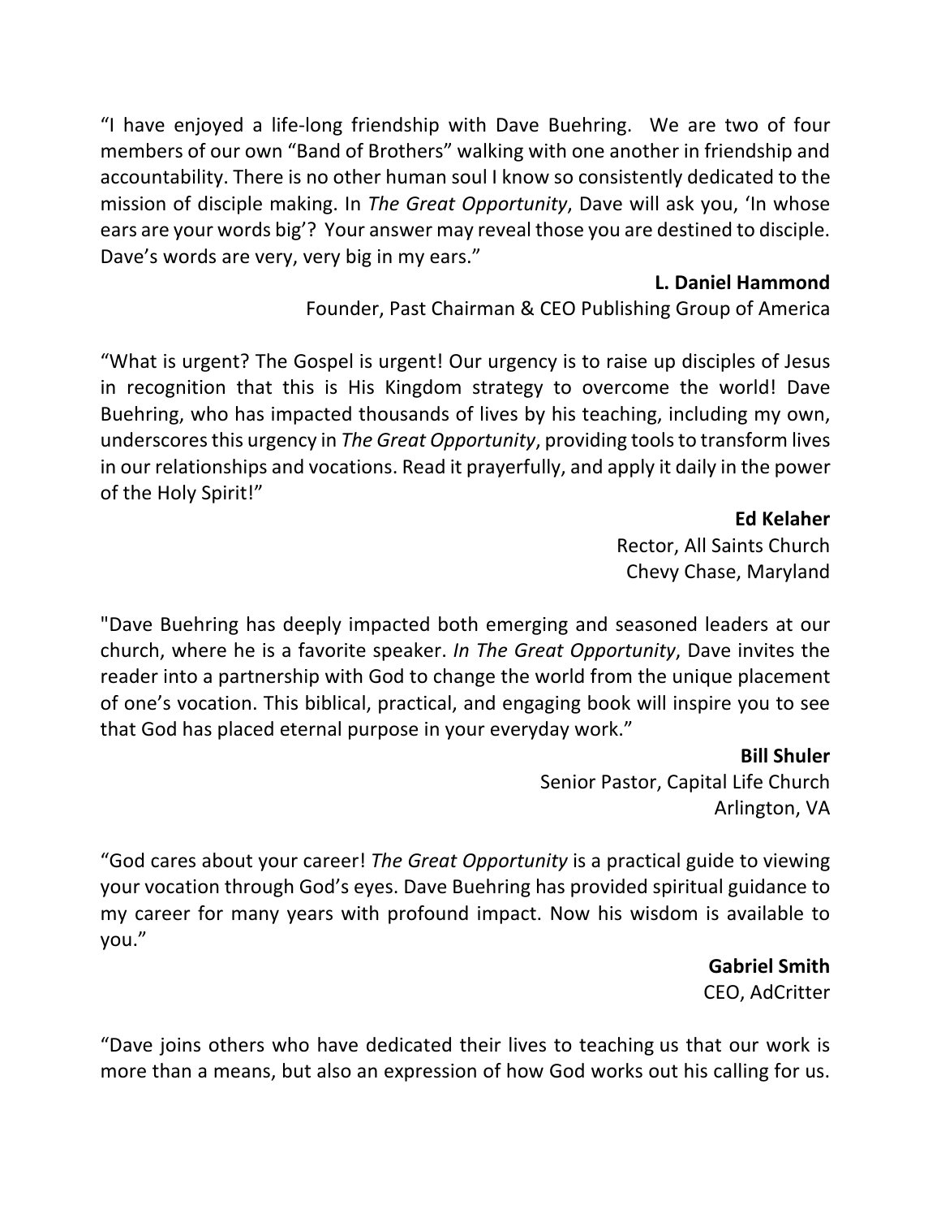"I have enjoyed a life-long friendship with Dave Buehring. We are two of four members of our own "Band of Brothers" walking with one another in friendship and accountability. There is no other human soul I know so consistently dedicated to the mission of disciple making. In *The Great Opportunity*, Dave will ask you, 'In whose ears are your words big'? Your answer may reveal those you are destined to disciple. Dave's words are very, very big in my ears."

**L. Daniel Hammond**
Founder, Past Chairman & CEO Publishing Group of America

"What is urgent? The Gospel is urgent! Our urgency is to raise up disciples of Jesus in recognition that this is His Kingdom strategy to overcome the world! Dave Buehring, who has impacted thousands of lives by his teaching, including my own, underscores this urgency in *The Great Opportunity*, providing tools to transform lives in our relationships and vocations. Read it prayerfully, and apply it daily in the power of the Holy Spirit!"

**Ed Kelaher**
Rector, All Saints Church
Chevy Chase, Maryland

"Dave Buehring has deeply impacted both emerging and seasoned leaders at our church, where he is a favorite speaker. *In The Great Opportunity*, Dave invites the reader into a partnership with God to change the world from the unique placement of one's vocation. This biblical, practical, and engaging book will inspire you to see that God has placed eternal purpose in your everyday work."

**Bill Shuler**
Senior Pastor, Capital Life Church
Arlington, VA

"God cares about your career! *The Great Opportunity* is a practical guide to viewing your vocation through God's eyes. Dave Buehring has provided spiritual guidance to my career for many years with profound impact. Now his wisdom is available to you."

**Gabriel Smith**
CEO, AdCritter

"Dave joins others who have dedicated their lives to teaching us that our work is more than a means, but also an expression of how God works out his calling for us.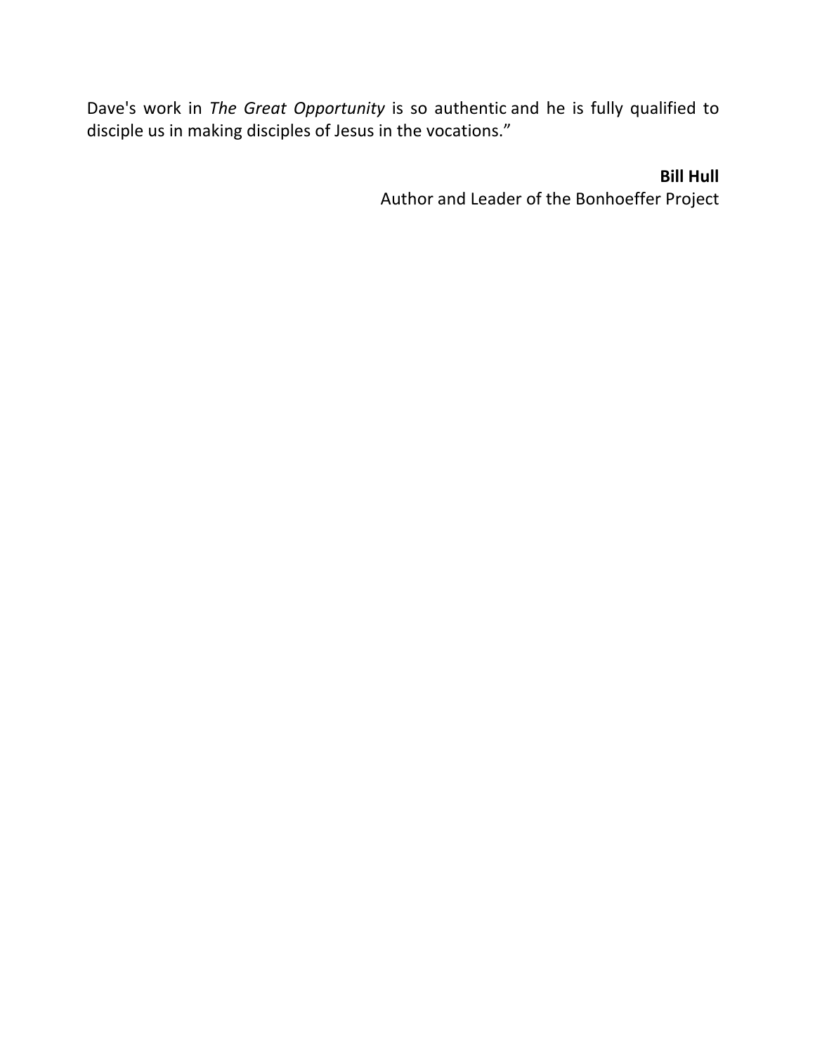Dave's work in *The Great Opportunity* is so authentic and he is fully qualified to disciple us in making disciples of Jesus in the vocations."

**Bill Hull**
Author and Leader of the Bonhoeffer Project